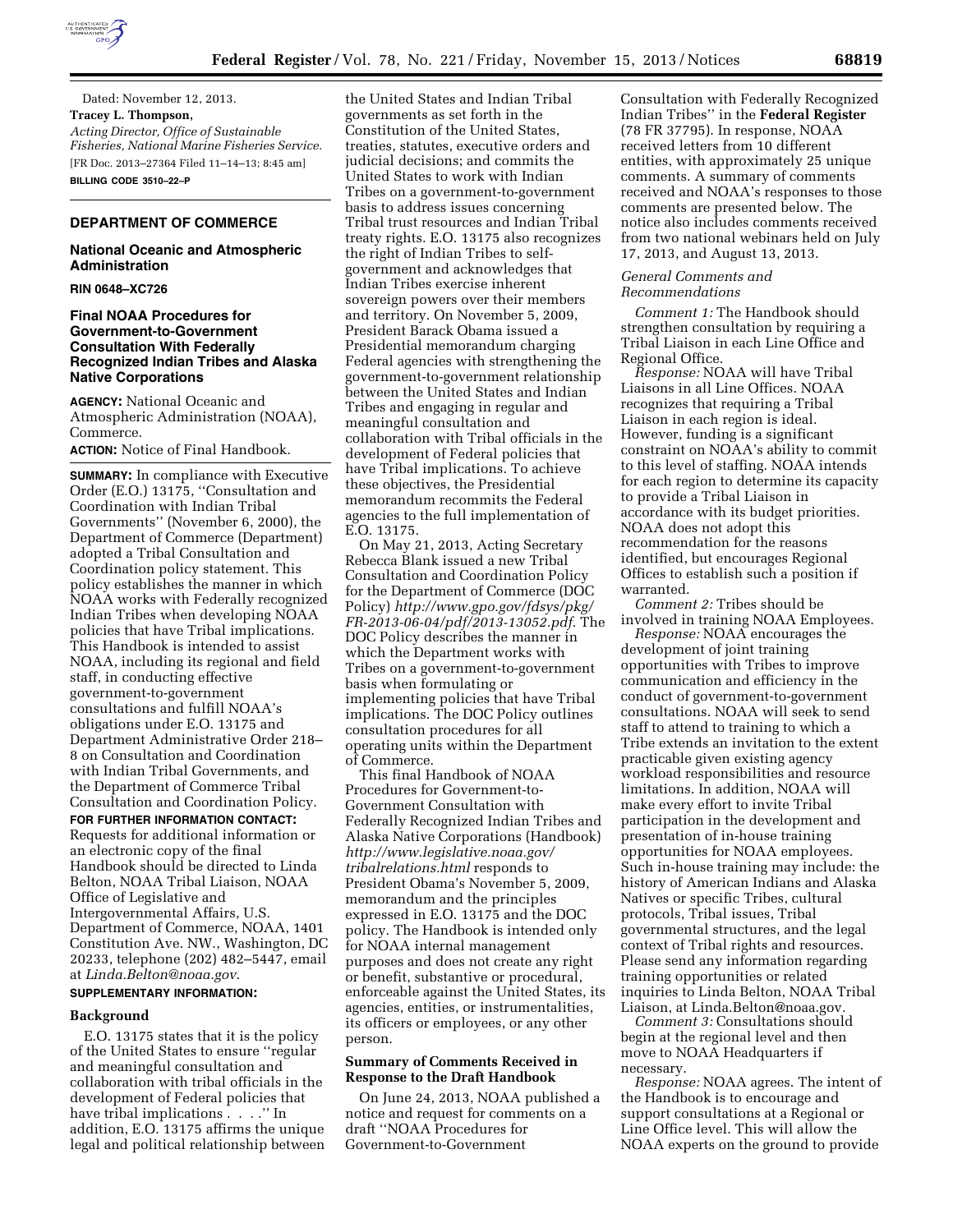Dated: November 12, 2013.

**Tracey L. Thompson,**

*Acting Director, Office of Sustainable Fisheries, National Marine Fisheries Service.*

[FR Doc. 2013–27364 Filed 11–14–13; 8:45 am]

**BILLING CODE 3510–22–P**

## DEPARTMENT OF COMMERCE

### National Oceanic and Atmospheric Administration

**RIN 0648–XC726**

### Final NOAA Procedures for Government-to-Government Consultation With Federally Recognized Indian Tribes and Alaska Native Corporations

**AGENCY:** National Oceanic and Atmospheric Administration (NOAA), Commerce.

**ACTION:** Notice of Final Handbook.

**SUMMARY:** In compliance with Executive Order (E.O.) 13175, ''Consultation and Coordination with Indian Tribal Governments'' (November 6, 2000), the Department of Commerce (Department) adopted a Tribal Consultation and Coordination policy statement. This policy establishes the manner in which NOAA works with Federally recognized Indian Tribes when developing NOAA policies that have Tribal implications. This Handbook is intended to assist NOAA, including its regional and field staff, in conducting effective government-to-government consultations and fulfill NOAA's obligations under E.O. 13175 and Department Administrative Order 218–8 on Consultation and Coordination with Indian Tribal Governments, and the Department of Commerce Tribal Consultation and Coordination Policy.

**FOR FURTHER INFORMATION CONTACT:** Requests for additional information or an electronic copy of the final Handbook should be directed to Linda Belton, NOAA Tribal Liaison, NOAA Office of Legislative and Intergovernmental Affairs, U.S. Department of Commerce, NOAA, 1401 Constitution Ave. NW., Washington, DC 20233, telephone (202) 482–5447, email at *Linda.Belton@noaa.gov*.

**SUPPLEMENTARY INFORMATION:**

#### Background

E.O. 13175 states that it is the policy of the United States to ensure ''regular and meaningful consultation and collaboration with tribal officials in the development of Federal policies that have tribal implications . . . .'' In addition, E.O. 13175 affirms the unique legal and political relationship between the United States and Indian Tribal governments as set forth in the Constitution of the United States, treaties, statutes, executive orders and judicial decisions; and commits the United States to work with Indian Tribes on a government-to-government basis to address issues concerning Tribal trust resources and Indian Tribal treaty rights. E.O. 13175 also recognizes the right of Indian Tribes to self-government and acknowledges that Indian Tribes exercise inherent sovereign powers over their members and territory. On November 5, 2009, President Barack Obama issued a Presidential memorandum charging Federal agencies with strengthening the government-to-government relationship between the United States and Indian Tribes and engaging in regular and meaningful consultation and collaboration with Tribal officials in the development of Federal policies that have Tribal implications. To achieve these objectives, the Presidential memorandum recommits the Federal agencies to the full implementation of E.O. 13175.

On May 21, 2013, Acting Secretary Rebecca Blank issued a new Tribal Consultation and Coordination Policy for the Department of Commerce (DOC Policy) *http://www.gpo.gov/fdsys/pkg/FR-2013-06-04/pdf/2013-13052.pdf*. The DOC Policy describes the manner in which the Department works with Tribes on a government-to-government basis when formulating or implementing policies that have Tribal implications. The DOC Policy outlines consultation procedures for all operating units within the Department of Commerce.

This final Handbook of NOAA Procedures for Government-to-Government Consultation with Federally Recognized Indian Tribes and Alaska Native Corporations (Handbook) *http://www.legislative.noaa.gov/tribalrelations.html* responds to President Obama's November 5, 2009, memorandum and the principles expressed in E.O. 13175 and the DOC policy. The Handbook is intended only for NOAA internal management purposes and does not create any right or benefit, substantive or procedural, enforceable against the United States, its agencies, entities, or instrumentalities, its officers or employees, or any other person.

#### Summary of Comments Received in Response to the Draft Handbook

On June 24, 2013, NOAA published a notice and request for comments on a draft ''NOAA Procedures for Government-to-Government Consultation with Federally Recognized Indian Tribes'' in the **Federal Register** (78 FR 37795). In response, NOAA received letters from 10 different entities, with approximately 25 unique comments. A summary of comments received and NOAA's responses to those comments are presented below. The notice also includes comments received from two national webinars held on July 17, 2013, and August 13, 2013.

##### *General Comments and Recommendations*

*Comment 1:* The Handbook should strengthen consultation by requiring a Tribal Liaison in each Line Office and Regional Office.

*Response:* NOAA will have Tribal Liaisons in all Line Offices. NOAA recognizes that requiring a Tribal Liaison in each region is ideal. However, funding is a significant constraint on NOAA's ability to commit to this level of staffing. NOAA intends for each region to determine its capacity to provide a Tribal Liaison in accordance with its budget priorities. NOAA does not adopt this recommendation for the reasons identified, but encourages Regional Offices to establish such a position if warranted.

*Comment 2:* Tribes should be involved in training NOAA Employees.

*Response:* NOAA encourages the development of joint training opportunities with Tribes to improve communication and efficiency in the conduct of government-to-government consultations. NOAA will seek to send staff to attend to training to which a Tribe extends an invitation to the extent practicable given existing agency workload responsibilities and resource limitations. In addition, NOAA will make every effort to invite Tribal participation in the development and presentation of in-house training opportunities for NOAA employees. Such in-house training may include: the history of American Indians and Alaska Natives or specific Tribes, cultural protocols, Tribal issues, Tribal governmental structures, and the legal context of Tribal rights and resources. Please send any information regarding training opportunities or related inquiries to Linda Belton, NOAA Tribal Liaison, at Linda.Belton@noaa.gov.

*Comment 3:* Consultations should begin at the regional level and then move to NOAA Headquarters if necessary.

*Response:* NOAA agrees. The intent of the Handbook is to encourage and support consultations at a Regional or Line Office level. This will allow the NOAA experts on the ground to provide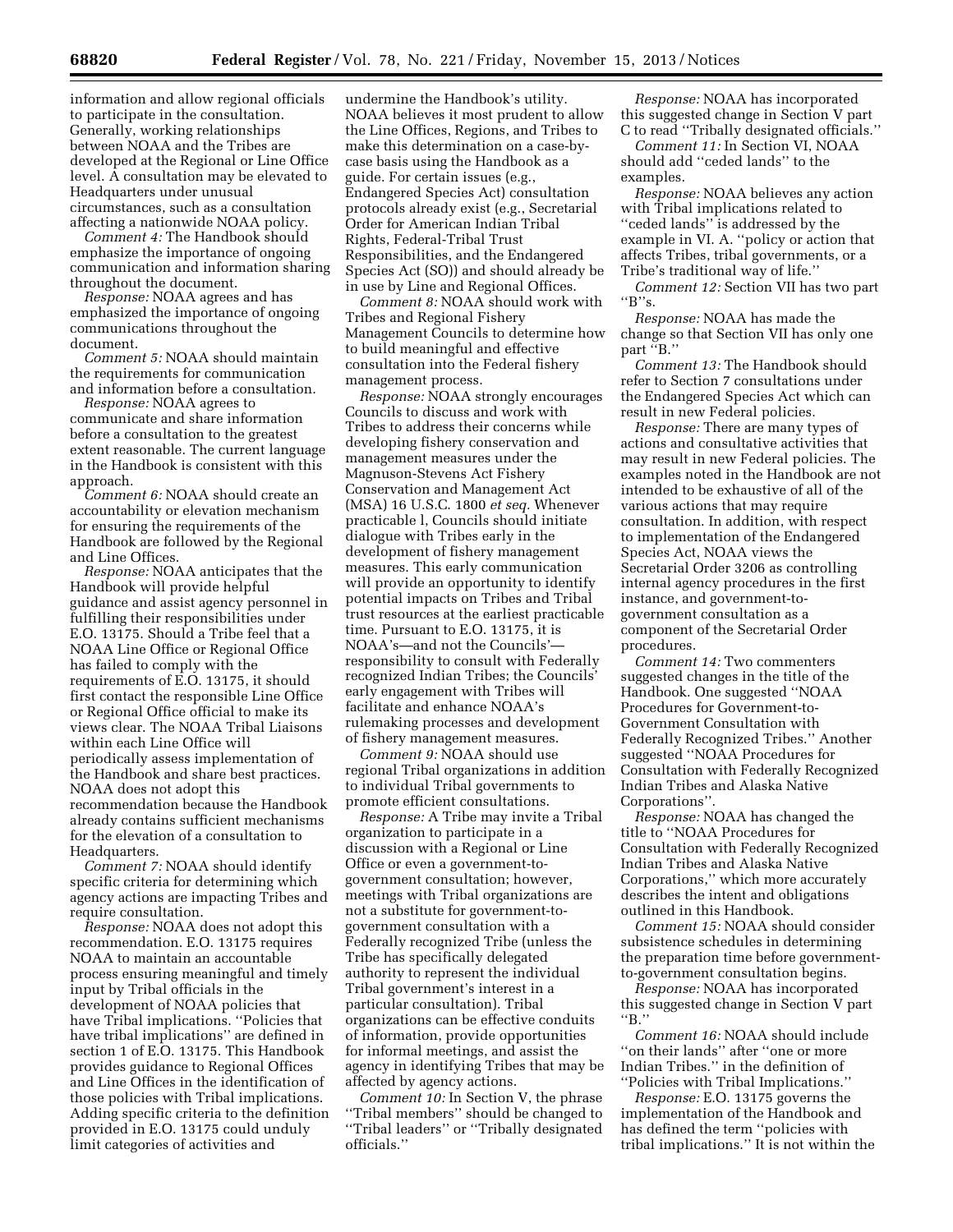information and allow regional officials to participate in the consultation. Generally, working relationships between NOAA and the Tribes are developed at the Regional or Line Office level. A consultation may be elevated to Headquarters under unusual circumstances, such as a consultation affecting a nationwide NOAA policy.

*Comment 4:* The Handbook should emphasize the importance of ongoing communication and information sharing throughout the document.

*Response:* NOAA agrees and has emphasized the importance of ongoing communications throughout the document.

*Comment 5:* NOAA should maintain the requirements for communication and information before a consultation.

*Response:* NOAA agrees to communicate and share information before a consultation to the greatest extent reasonable. The current language in the Handbook is consistent with this approach.

*Comment 6:* NOAA should create an accountability or elevation mechanism for ensuring the requirements of the Handbook are followed by the Regional and Line Offices.

*Response:* NOAA anticipates that the Handbook will provide helpful guidance and assist agency personnel in fulfilling their responsibilities under E.O. 13175. Should a Tribe feel that a NOAA Line Office or Regional Office has failed to comply with the requirements of E.O. 13175, it should first contact the responsible Line Office or Regional Office official to make its views clear. The NOAA Tribal Liaisons within each Line Office will periodically assess implementation of the Handbook and share best practices. NOAA does not adopt this recommendation because the Handbook already contains sufficient mechanisms for the elevation of a consultation to Headquarters.

*Comment 7:* NOAA should identify specific criteria for determining which agency actions are impacting Tribes and require consultation.

*Response:* NOAA does not adopt this recommendation. E.O. 13175 requires NOAA to maintain an accountable process ensuring meaningful and timely input by Tribal officials in the development of NOAA policies that have Tribal implications. ''Policies that have tribal implications'' are defined in section 1 of E.O. 13175. This Handbook provides guidance to Regional Offices and Line Offices in the identification of those policies with Tribal implications. Adding specific criteria to the definition provided in E.O. 13175 could unduly limit categories of activities and undermine the Handbook's utility. NOAA believes it most prudent to allow the Line Offices, Regions, and Tribes to make this determination on a case-by-case basis using the Handbook as a guide. For certain issues (e.g., Endangered Species Act) consultation protocols already exist (e.g., Secretarial Order for American Indian Tribal Rights, Federal-Tribal Trust Responsibilities, and the Endangered Species Act (SO)) and should already be in use by Line and Regional Offices.

*Comment 8:* NOAA should work with Tribes and Regional Fishery Management Councils to determine how to build meaningful and effective consultation into the Federal fishery management process.

*Response:* NOAA strongly encourages Councils to discuss and work with Tribes to address their concerns while developing fishery conservation and management measures under the Magnuson-Stevens Act Fishery Conservation and Management Act (MSA) 16 U.S.C. 1800 *et seq.* Whenever practicable l, Councils should initiate dialogue with Tribes early in the development of fishery management measures. This early communication will provide an opportunity to identify potential impacts on Tribes and Tribal trust resources at the earliest practicable time. Pursuant to E.O. 13175, it is NOAA's—and not the Councils'—responsibility to consult with Federally recognized Indian Tribes; the Councils' early engagement with Tribes will facilitate and enhance NOAA's rulemaking processes and development of fishery management measures.

*Comment 9:* NOAA should use regional Tribal organizations in addition to individual Tribal governments to promote efficient consultations.

*Response:* A Tribe may invite a Tribal organization to participate in a discussion with a Regional or Line Office or even a government-to-government consultation; however, meetings with Tribal organizations are not a substitute for government-to-government consultation with a Federally recognized Tribe (unless the Tribe has specifically delegated authority to represent the individual Tribal government's interest in a particular consultation). Tribal organizations can be effective conduits of information, provide opportunities for informal meetings, and assist the agency in identifying Tribes that may be affected by agency actions.

*Comment 10:* In Section V, the phrase ''Tribal members'' should be changed to ''Tribal leaders'' or ''Tribally designated officials.''

*Response:* NOAA has incorporated this suggested change in Section V part C to read ''Tribally designated officials.''

*Comment 11:* In Section VI, NOAA should add ''ceded lands'' to the examples.

*Response:* NOAA believes any action with Tribal implications related to ''ceded lands'' is addressed by the example in VI. A. ''policy or action that affects Tribes, tribal governments, or a Tribe's traditional way of life.''

*Comment 12:* Section VII has two part ''B''s.

*Response:* NOAA has made the change so that Section VII has only one part ''B.''

*Comment 13:* The Handbook should refer to Section 7 consultations under the Endangered Species Act which can result in new Federal policies.

*Response:* There are many types of actions and consultative activities that may result in new Federal policies. The examples noted in the Handbook are not intended to be exhaustive of all of the various actions that may require consultation. In addition, with respect to implementation of the Endangered Species Act, NOAA views the Secretarial Order 3206 as controlling internal agency procedures in the first instance, and government-to-government consultation as a component of the Secretarial Order procedures.

*Comment 14:* Two commenters suggested changes in the title of the Handbook. One suggested ''NOAA Procedures for Government-to-Government Consultation with Federally Recognized Tribes.'' Another suggested ''NOAA Procedures for Consultation with Federally Recognized Indian Tribes and Alaska Native Corporations''.

*Response:* NOAA has changed the title to ''NOAA Procedures for Consultation with Federally Recognized Indian Tribes and Alaska Native Corporations,'' which more accurately describes the intent and obligations outlined in this Handbook.

*Comment 15:* NOAA should consider subsistence schedules in determining the preparation time before government-to-government consultation begins.

*Response:* NOAA has incorporated this suggested change in Section V part ''B.''

*Comment 16:* NOAA should include ''on their lands'' after ''one or more Indian Tribes.'' in the definition of ''Policies with Tribal Implications.''

*Response:* E.O. 13175 governs the implementation of the Handbook and has defined the term ''policies with tribal implications.'' It is not within the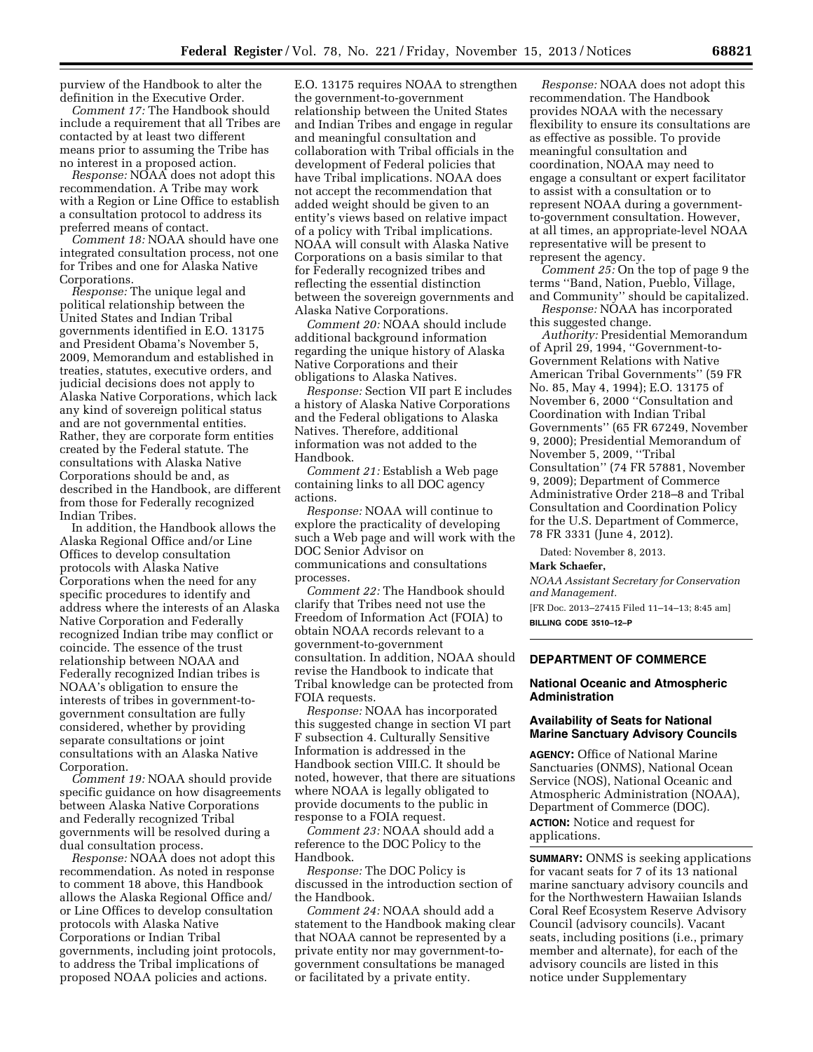purview of the Handbook to alter the definition in the Executive Order.

*Comment 17:* The Handbook should include a requirement that all Tribes are contacted by at least two different means prior to assuming the Tribe has no interest in a proposed action.

*Response:* NOAA does not adopt this recommendation. A Tribe may work with a Region or Line Office to establish a consultation protocol to address its preferred means of contact.

*Comment 18:* NOAA should have one integrated consultation process, not one for Tribes and one for Alaska Native Corporations.

*Response:* The unique legal and political relationship between the United States and Indian Tribal governments identified in E.O. 13175 and President Obama's November 5, 2009, Memorandum and established in treaties, statutes, executive orders, and judicial decisions does not apply to Alaska Native Corporations, which lack any kind of sovereign political status and are not governmental entities. Rather, they are corporate form entities created by the Federal statute. The consultations with Alaska Native Corporations should be and, as described in the Handbook, are different from those for Federally recognized Indian Tribes.

In addition, the Handbook allows the Alaska Regional Office and/or Line Offices to develop consultation protocols with Alaska Native Corporations when the need for any specific procedures to identify and address where the interests of an Alaska Native Corporation and Federally recognized Indian tribe may conflict or coincide. The essence of the trust relationship between NOAA and Federally recognized Indian tribes is NOAA's obligation to ensure the interests of tribes in government-to-government consultation are fully considered, whether by providing separate consultations or joint consultations with an Alaska Native Corporation.

*Comment 19:* NOAA should provide specific guidance on how disagreements between Alaska Native Corporations and Federally recognized Tribal governments will be resolved during a dual consultation process.

*Response:* NOAA does not adopt this recommendation. As noted in response to comment 18 above, this Handbook allows the Alaska Regional Office and/or Line Offices to develop consultation protocols with Alaska Native Corporations or Indian Tribal governments, including joint protocols, to address the Tribal implications of proposed NOAA policies and actions. E.O. 13175 requires NOAA to strengthen the government-to-government relationship between the United States and Indian Tribes and engage in regular and meaningful consultation and collaboration with Tribal officials in the development of Federal policies that have Tribal implications. NOAA does not accept the recommendation that added weight should be given to an entity's views based on relative impact of a policy with Tribal implications. NOAA will consult with Alaska Native Corporations on a basis similar to that for Federally recognized tribes and reflecting the essential distinction between the sovereign governments and Alaska Native Corporations.

*Comment 20:* NOAA should include additional background information regarding the unique history of Alaska Native Corporations and their obligations to Alaska Natives.

*Response:* Section VII part E includes a history of Alaska Native Corporations and the Federal obligations to Alaska Natives. Therefore, additional information was not added to the Handbook.

*Comment 21:* Establish a Web page containing links to all DOC agency actions.

*Response:* NOAA will continue to explore the practicality of developing such a Web page and will work with the DOC Senior Advisor on communications and consultations processes.

*Comment 22:* The Handbook should clarify that Tribes need not use the Freedom of Information Act (FOIA) to obtain NOAA records relevant to a government-to-government consultation. In addition, NOAA should revise the Handbook to indicate that Tribal knowledge can be protected from FOIA requests.

*Response:* NOAA has incorporated this suggested change in section VI part F subsection 4. Culturally Sensitive Information is addressed in the Handbook section VIII.C. It should be noted, however, that there are situations where NOAA is legally obligated to provide documents to the public in response to a FOIA request.

*Comment 23:* NOAA should add a reference to the DOC Policy to the Handbook.

*Response:* The DOC Policy is discussed in the introduction section of the Handbook.

*Comment 24:* NOAA should add a statement to the Handbook making clear that NOAA cannot be represented by a private entity nor may government-to-government consultations be managed or facilitated by a private entity.

*Response:* NOAA does not adopt this recommendation. The Handbook provides NOAA with the necessary flexibility to ensure its consultations are as effective as possible. To provide meaningful consultation and coordination, NOAA may need to engage a consultant or expert facilitator to assist with a consultation or to represent NOAA during a government-to-government consultation. However, at all times, an appropriate-level NOAA representative will be present to represent the agency.

*Comment 25:* On the top of page 9 the terms "Band, Nation, Pueblo, Village, and Community" should be capitalized.

*Response:* NOAA has incorporated this suggested change.

*Authority:* Presidential Memorandum of April 29, 1994, "Government-to-Government Relations with Native American Tribal Governments" (59 FR No. 85, May 4, 1994); E.O. 13175 of November 6, 2000 "Consultation and Coordination with Indian Tribal Governments" (65 FR 67249, November 9, 2000); Presidential Memorandum of November 5, 2009, "Tribal Consultation" (74 FR 57881, November 9, 2009); Department of Commerce Administrative Order 218–8 and Tribal Consultation and Coordination Policy for the U.S. Department of Commerce, 78 FR 3331 (June 4, 2012).

Dated: November 8, 2013.

**Mark Schaefer,**

*NOAA Assistant Secretary for Conservation and Management.*

[FR Doc. 2013–27415 Filed 11–14–13; 8:45 am]

**BILLING CODE 3510–12–P**

---

## DEPARTMENT OF COMMERCE

### National Oceanic and Atmospheric Administration

### Availability of Seats for National Marine Sanctuary Advisory Councils

**AGENCY:** Office of National Marine Sanctuaries (ONMS), National Ocean Service (NOS), National Oceanic and Atmospheric Administration (NOAA), Department of Commerce (DOC).

**ACTION:** Notice and request for applications.

**SUMMARY:** ONMS is seeking applications for vacant seats for 7 of its 13 national marine sanctuary advisory councils and for the Northwestern Hawaiian Islands Coral Reef Ecosystem Reserve Advisory Council (advisory councils). Vacant seats, including positions (i.e., primary member and alternate), for each of the advisory councils are listed in this notice under Supplementary